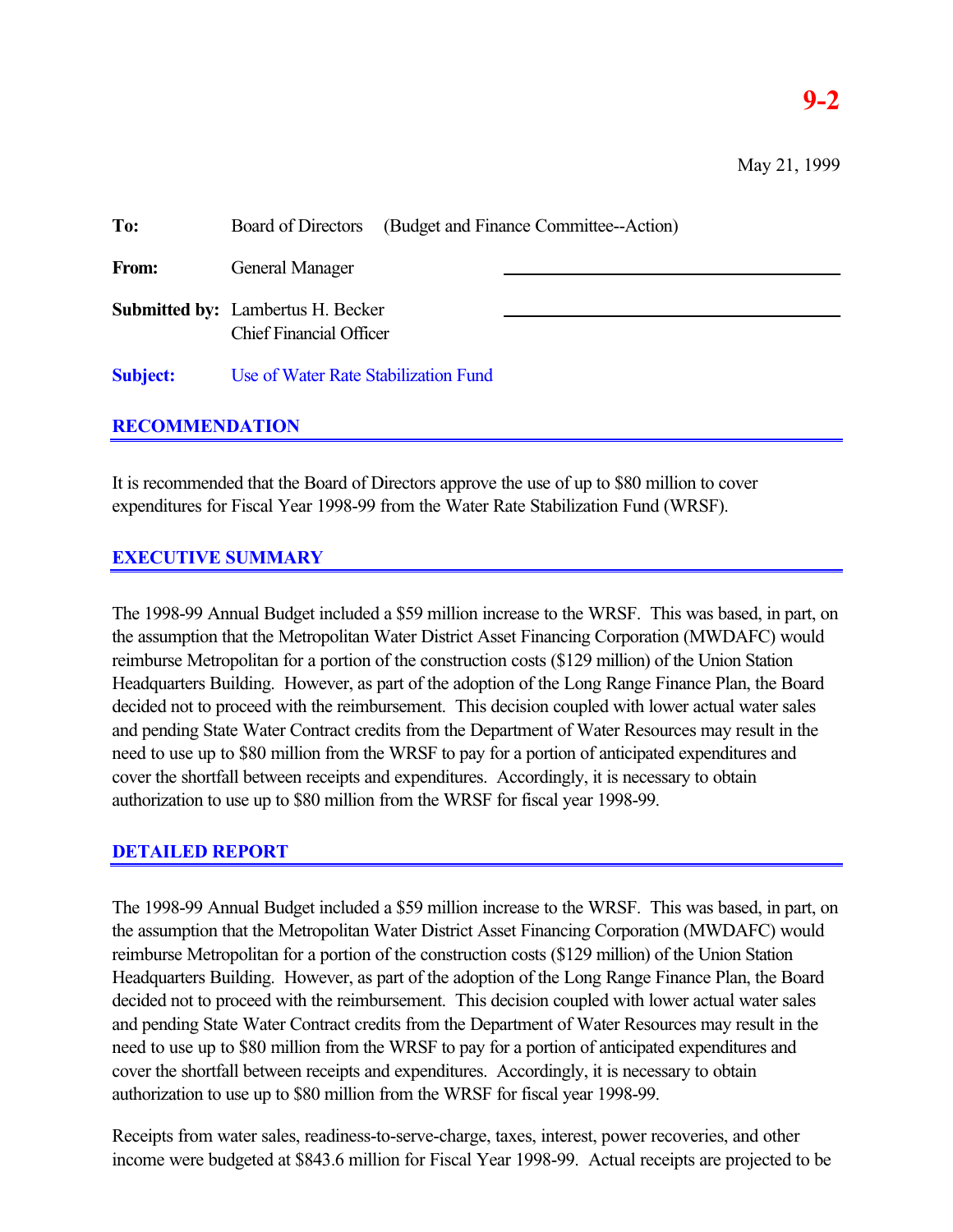**9-2**

May 21, 1999

**To:** Board of Directors (Budget and Finance Committee--Action)

**From:** General Manager

**Submitted by:** Lambertus H. Becker
Chief Financial Officer

**Subject:** Use of Water Rate Stabilization Fund

## RECOMMENDATION

It is recommended that the Board of Directors approve the use of up to $80 million to cover expenditures for Fiscal Year 1998-99 from the Water Rate Stabilization Fund (WRSF).

## EXECUTIVE SUMMARY

The 1998-99 Annual Budget included a $59 million increase to the WRSF. This was based, in part, on the assumption that the Metropolitan Water District Asset Financing Corporation (MWDAFC) would reimburse Metropolitan for a portion of the construction costs ($129 million) of the Union Station Headquarters Building. However, as part of the adoption of the Long Range Finance Plan, the Board decided not to proceed with the reimbursement. This decision coupled with lower actual water sales and pending State Water Contract credits from the Department of Water Resources may result in the need to use up to $80 million from the WRSF to pay for a portion of anticipated expenditures and cover the shortfall between receipts and expenditures. Accordingly, it is necessary to obtain authorization to use up to $80 million from the WRSF for fiscal year 1998-99.

## DETAILED REPORT

The 1998-99 Annual Budget included a $59 million increase to the WRSF. This was based, in part, on the assumption that the Metropolitan Water District Asset Financing Corporation (MWDAFC) would reimburse Metropolitan for a portion of the construction costs ($129 million) of the Union Station Headquarters Building. However, as part of the adoption of the Long Range Finance Plan, the Board decided not to proceed with the reimbursement. This decision coupled with lower actual water sales and pending State Water Contract credits from the Department of Water Resources may result in the need to use up to $80 million from the WRSF to pay for a portion of anticipated expenditures and cover the shortfall between receipts and expenditures. Accordingly, it is necessary to obtain authorization to use up to $80 million from the WRSF for fiscal year 1998-99.

Receipts from water sales, readiness-to-serve-charge, taxes, interest, power recoveries, and other income were budgeted at $843.6 million for Fiscal Year 1998-99. Actual receipts are projected to be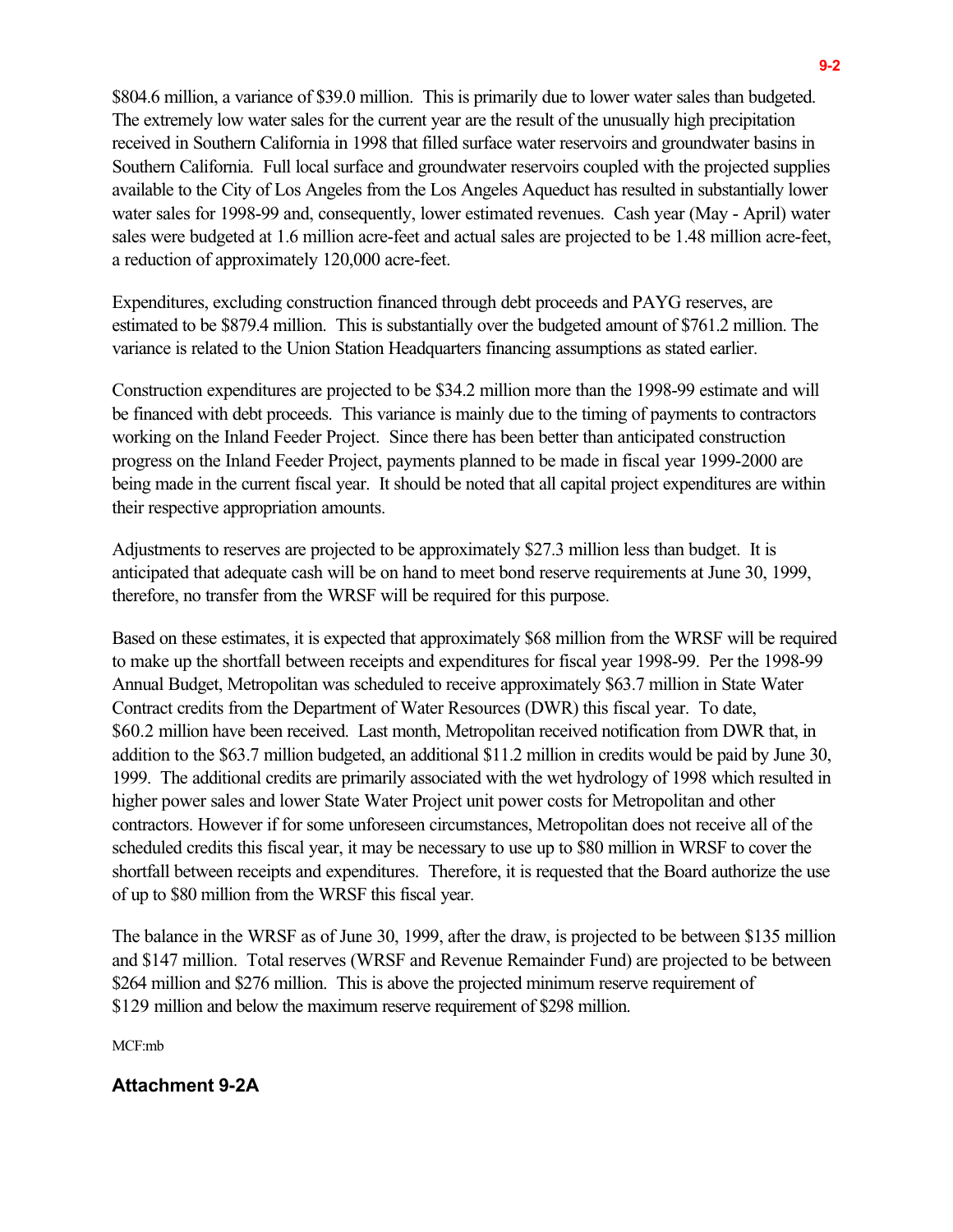$804.6 million, a variance of $39.0 million. This is primarily due to lower water sales than budgeted. The extremely low water sales for the current year are the result of the unusually high precipitation received in Southern California in 1998 that filled surface water reservoirs and groundwater basins in Southern California. Full local surface and groundwater reservoirs coupled with the projected supplies available to the City of Los Angeles from the Los Angeles Aqueduct has resulted in substantially lower water sales for 1998-99 and, consequently, lower estimated revenues. Cash year (May - April) water sales were budgeted at 1.6 million acre-feet and actual sales are projected to be 1.48 million acre-feet, a reduction of approximately 120,000 acre-feet.

Expenditures, excluding construction financed through debt proceeds and PAYG reserves, are estimated to be $879.4 million. This is substantially over the budgeted amount of $761.2 million. The variance is related to the Union Station Headquarters financing assumptions as stated earlier.

Construction expenditures are projected to be $34.2 million more than the 1998-99 estimate and will be financed with debt proceeds. This variance is mainly due to the timing of payments to contractors working on the Inland Feeder Project. Since there has been better than anticipated construction progress on the Inland Feeder Project, payments planned to be made in fiscal year 1999-2000 are being made in the current fiscal year. It should be noted that all capital project expenditures are within their respective appropriation amounts.

Adjustments to reserves are projected to be approximately $27.3 million less than budget. It is anticipated that adequate cash will be on hand to meet bond reserve requirements at June 30, 1999, therefore, no transfer from the WRSF will be required for this purpose.

Based on these estimates, it is expected that approximately $68 million from the WRSF will be required to make up the shortfall between receipts and expenditures for fiscal year 1998-99. Per the 1998-99 Annual Budget, Metropolitan was scheduled to receive approximately $63.7 million in State Water Contract credits from the Department of Water Resources (DWR) this fiscal year. To date, $60.2 million have been received. Last month, Metropolitan received notification from DWR that, in addition to the $63.7 million budgeted, an additional $11.2 million in credits would be paid by June 30, 1999. The additional credits are primarily associated with the wet hydrology of 1998 which resulted in higher power sales and lower State Water Project unit power costs for Metropolitan and other contractors. However if for some unforeseen circumstances, Metropolitan does not receive all of the scheduled credits this fiscal year, it may be necessary to use up to $80 million in WRSF to cover the shortfall between receipts and expenditures. Therefore, it is requested that the Board authorize the use of up to $80 million from the WRSF this fiscal year.

The balance in the WRSF as of June 30, 1999, after the draw, is projected to be between $135 million and $147 million. Total reserves (WRSF and Revenue Remainder Fund) are projected to be between $264 million and $276 million. This is above the projected minimum reserve requirement of $129 million and below the maximum reserve requirement of $298 million.

MCF:mb

**Attachment 9-2A**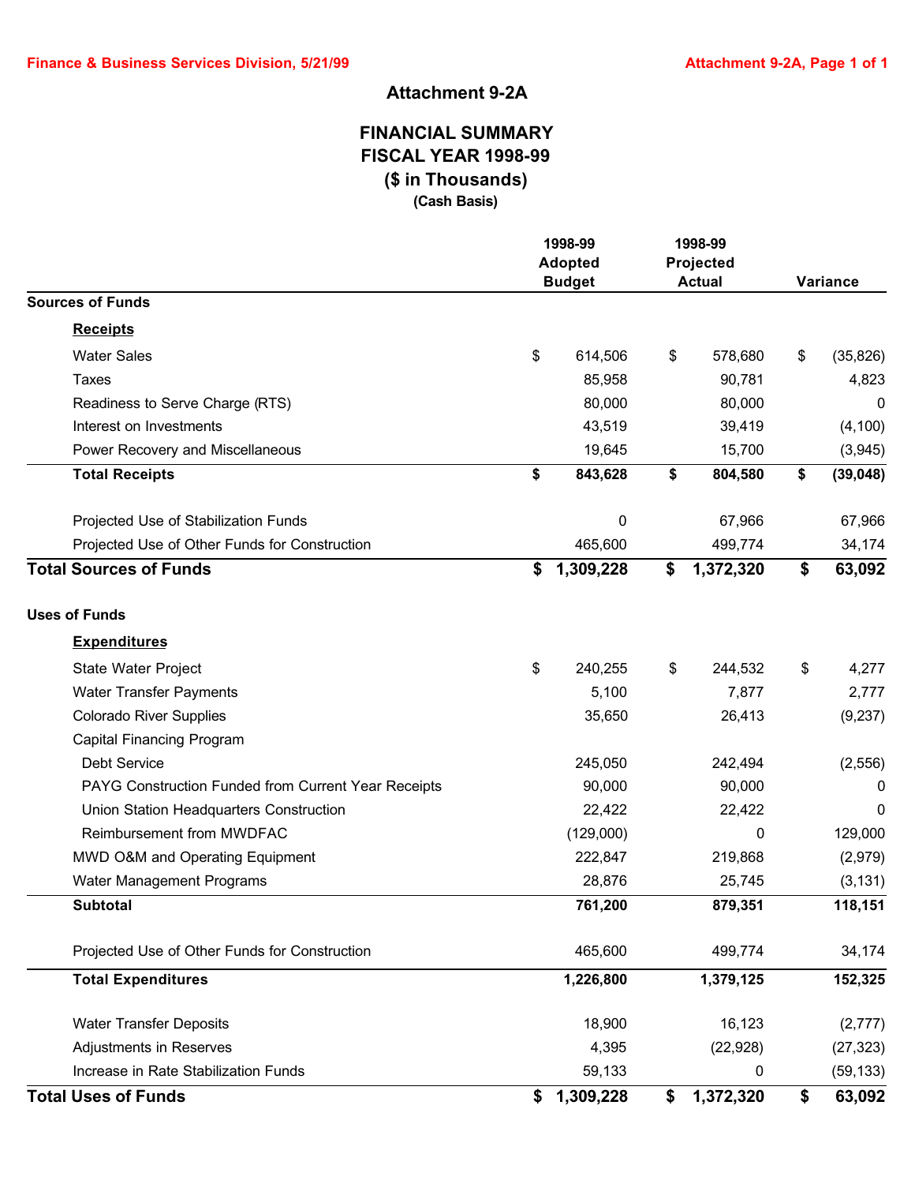# Attachment 9-2A

## FINANCIAL SUMMARY
## FISCAL YEAR 1998-99
## ($ in Thousands)
**(Cash Basis)**

| | 1998-99 Adopted Budget | 1998-99 Projected Actual | Variance |
|---|---|---|---|
| **Sources of Funds** | | | |
| **Receipts** | | | |
| Water Sales | $ 614,506 | $ 578,680 | $ (35,826) |
| Taxes | 85,958 | 90,781 | 4,823 |
| Readiness to Serve Charge (RTS) | 80,000 | 80,000 | 0 |
| Interest on Investments | 43,519 | 39,419 | (4,100) |
| Power Recovery and Miscellaneous | 19,645 | 15,700 | (3,945) |
| **Total Receipts** | **$ 843,628** | **$ 804,580** | **$ (39,048)** |
| Projected Use of Stabilization Funds | 0 | 67,966 | 67,966 |
| Projected Use of Other Funds for Construction | 465,600 | 499,774 | 34,174 |
| **Total Sources of Funds** | **$ 1,309,228** | **$ 1,372,320** | **$ 63,092** |
| **Uses of Funds** | | | |
| **Expenditures** | | | |
| State Water Project | $ 240,255 | $ 244,532 | $ 4,277 |
| Water Transfer Payments | 5,100 | 7,877 | 2,777 |
| Colorado River Supplies | 35,650 | 26,413 | (9,237) |
| Capital Financing Program | | | |
| Debt Service | 245,050 | 242,494 | (2,556) |
| PAYG Construction Funded from Current Year Receipts | 90,000 | 90,000 | 0 |
| Union Station Headquarters Construction | 22,422 | 22,422 | 0 |
| Reimbursement from MWDFAC | (129,000) | 0 | 129,000 |
| MWD O&M and Operating Equipment | 222,847 | 219,868 | (2,979) |
| Water Management Programs | 28,876 | 25,745 | (3,131) |
| **Subtotal** | **761,200** | **879,351** | **118,151** |
| Projected Use of Other Funds for Construction | 465,600 | 499,774 | 34,174 |
| **Total Expenditures** | **1,226,800** | **1,379,125** | **152,325** |
| Water Transfer Deposits | 18,900 | 16,123 | (2,777) |
| Adjustments in Reserves | 4,395 | (22,928) | (27,323) |
| Increase in Rate Stabilization Funds | 59,133 | 0 | (59,133) |
| **Total Uses of Funds** | **$ 1,309,228** | **$ 1,372,320** | **$ 63,092** |